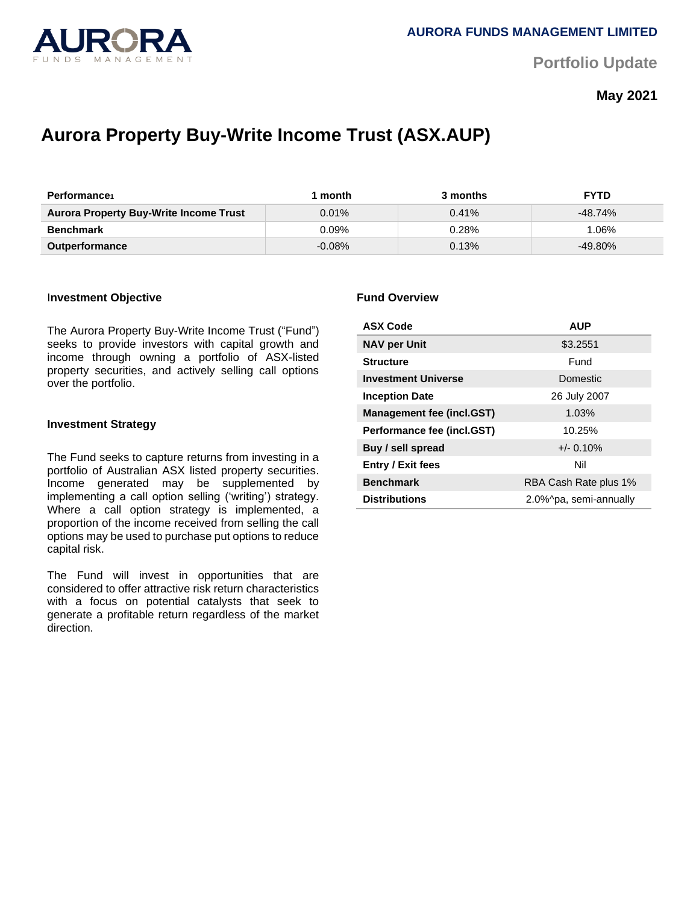AURORA FUNDS MANAGEMENT LIMITED

Portfolio Update

**May 2021**

# Aurora Property Buy-Write Income Trust (ASX.AUP)

| Performance[1] | 1 month | 3 months | FYTD |
|---|---|---|---|
| **Aurora Property Buy-Write Income Trust** | 0.01% | 0.41% | -48.74% |
| **Benchmark** | 0.09% | 0.28% | 1.06% |
| **Outperformance** | -0.08% | 0.13% | -49.80% |

### Investment Objective

The Aurora Property Buy-Write Income Trust ("Fund") seeks to provide investors with capital growth and income through owning a portfolio of ASX-listed property securities, and actively selling call options over the portfolio.

### Investment Strategy

The Fund seeks to capture returns from investing in a portfolio of Australian ASX listed property securities. Income generated may be supplemented by implementing a call option selling ('writing') strategy. Where a call option strategy is implemented, a proportion of the income received from selling the call options may be used to purchase put options to reduce capital risk.

The Fund will invest in opportunities that are considered to offer attractive risk return characteristics with a focus on potential catalysts that seek to generate a profitable return regardless of the market direction.

### Fund Overview

| ASX Code | AUP |
|---|---|
| **NAV per Unit** | $3.2551 |
| **Structure** | Fund |
| **Investment Universe** | Domestic |
| **Inception Date** | 26 July 2007 |
| **Management fee (incl.GST)** | 1.03% |
| **Performance fee (incl.GST)** | 10.25% |
| **Buy / sell spread** | +/- 0.10% |
| **Entry / Exit fees** | Nil |
| **Benchmark** | RBA Cash Rate plus 1% |
| **Distributions** | 2.0%^pa, semi-annually |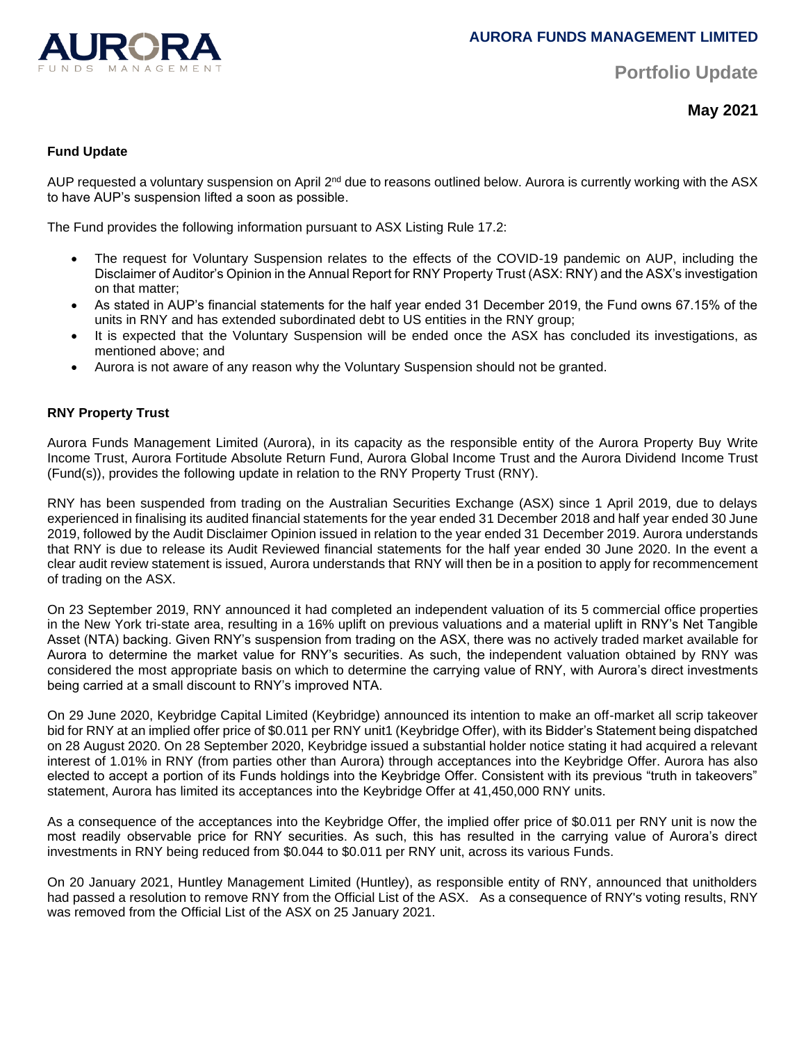# Portfolio Update

**May 2021**

### Fund Update

AUP requested a voluntary suspension on April 2nd due to reasons outlined below. Aurora is currently working with the ASX to have AUP's suspension lifted a soon as possible.

The Fund provides the following information pursuant to ASX Listing Rule 17.2:

- The request for Voluntary Suspension relates to the effects of the COVID-19 pandemic on AUP, including the Disclaimer of Auditor's Opinion in the Annual Report for RNY Property Trust (ASX: RNY) and the ASX's investigation on that matter;
- As stated in AUP's financial statements for the half year ended 31 December 2019, the Fund owns 67.15% of the units in RNY and has extended subordinated debt to US entities in the RNY group;
- It is expected that the Voluntary Suspension will be ended once the ASX has concluded its investigations, as mentioned above; and
- Aurora is not aware of any reason why the Voluntary Suspension should not be granted.

### RNY Property Trust

Aurora Funds Management Limited (Aurora), in its capacity as the responsible entity of the Aurora Property Buy Write Income Trust, Aurora Fortitude Absolute Return Fund, Aurora Global Income Trust and the Aurora Dividend Income Trust (Fund(s)), provides the following update in relation to the RNY Property Trust (RNY).

RNY has been suspended from trading on the Australian Securities Exchange (ASX) since 1 April 2019, due to delays experienced in finalising its audited financial statements for the year ended 31 December 2018 and half year ended 30 June 2019, followed by the Audit Disclaimer Opinion issued in relation to the year ended 31 December 2019. Aurora understands that RNY is due to release its Audit Reviewed financial statements for the half year ended 30 June 2020. In the event a clear audit review statement is issued, Aurora understands that RNY will then be in a position to apply for recommencement of trading on the ASX.

On 23 September 2019, RNY announced it had completed an independent valuation of its 5 commercial office properties in the New York tri-state area, resulting in a 16% uplift on previous valuations and a material uplift in RNY's Net Tangible Asset (NTA) backing. Given RNY's suspension from trading on the ASX, there was no actively traded market available for Aurora to determine the market value for RNY's securities. As such, the independent valuation obtained by RNY was considered the most appropriate basis on which to determine the carrying value of RNY, with Aurora's direct investments being carried at a small discount to RNY's improved NTA.

On 29 June 2020, Keybridge Capital Limited (Keybridge) announced its intention to make an off-market all scrip takeover bid for RNY at an implied offer price of $0.011 per RNY unit1 (Keybridge Offer), with its Bidder's Statement being dispatched on 28 August 2020. On 28 September 2020, Keybridge issued a substantial holder notice stating it had acquired a relevant interest of 1.01% in RNY (from parties other than Aurora) through acceptances into the Keybridge Offer. Aurora has also elected to accept a portion of its Funds holdings into the Keybridge Offer. Consistent with its previous "truth in takeovers" statement, Aurora has limited its acceptances into the Keybridge Offer at 41,450,000 RNY units.

As a consequence of the acceptances into the Keybridge Offer, the implied offer price of $0.011 per RNY unit is now the most readily observable price for RNY securities. As such, this has resulted in the carrying value of Aurora's direct investments in RNY being reduced from $0.044 to $0.011 per RNY unit, across its various Funds.

On 20 January 2021, Huntley Management Limited (Huntley), as responsible entity of RNY, announced that unitholders had passed a resolution to remove RNY from the Official List of the ASX. As a consequence of RNY's voting results, RNY was removed from the Official List of the ASX on 25 January 2021.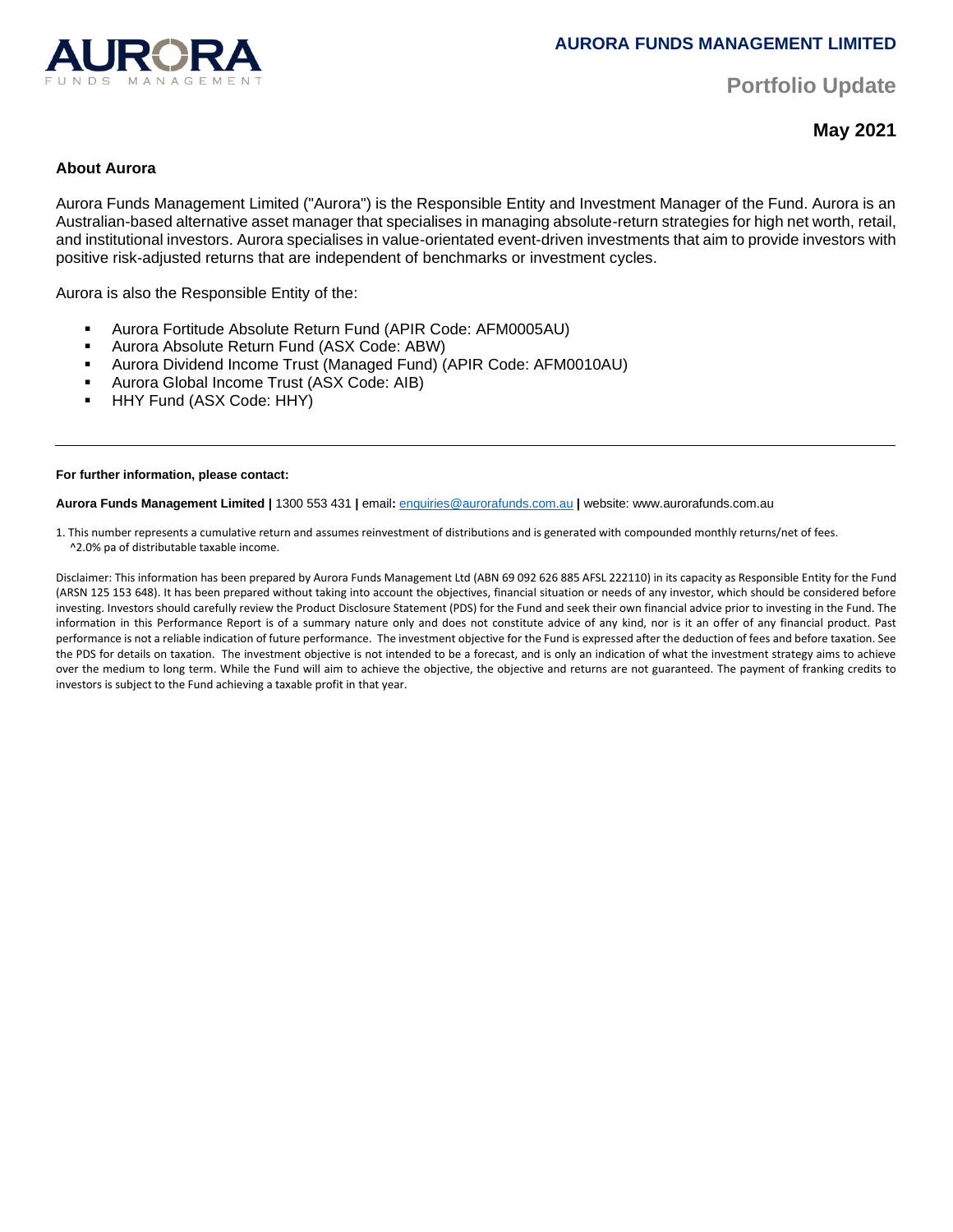## About Aurora

Aurora Funds Management Limited ("Aurora") is the Responsible Entity and Investment Manager of the Fund. Aurora is an Australian-based alternative asset manager that specialises in managing absolute-return strategies for high net worth, retail, and institutional investors. Aurora specialises in value-orientated event-driven investments that aim to provide investors with positive risk-adjusted returns that are independent of benchmarks or investment cycles.

Aurora is also the Responsible Entity of the:

- Aurora Fortitude Absolute Return Fund (APIR Code: AFM0005AU)
- Aurora Absolute Return Fund (ASX Code: ABW)
- Aurora Dividend Income Trust (Managed Fund) (APIR Code: AFM0010AU)
- Aurora Global Income Trust (ASX Code: AIB)
- HHY Fund (ASX Code: HHY)

---

**For further information, please contact:**

**Aurora Funds Management Limited |** 1300 553 431 **|** email**:** enquiries@aurorafunds.com.au **|** website: www.aurorafunds.com.au

1. This number represents a cumulative return and assumes reinvestment of distributions and is generated with compounded monthly returns/net of fees.
   ^2.0% pa of distributable taxable income.

Disclaimer: This information has been prepared by Aurora Funds Management Ltd (ABN 69 092 626 885 AFSL 222110) in its capacity as Responsible Entity for the Fund (ARSN 125 153 648). It has been prepared without taking into account the objectives, financial situation or needs of any investor, which should be considered before investing. Investors should carefully review the Product Disclosure Statement (PDS) for the Fund and seek their own financial advice prior to investing in the Fund. The information in this Performance Report is of a summary nature only and does not constitute advice of any kind, nor is it an offer of any financial product. Past performance is not a reliable indication of future performance. The investment objective for the Fund is expressed after the deduction of fees and before taxation. See the PDS for details on taxation. The investment objective is not intended to be a forecast, and is only an indication of what the investment strategy aims to achieve over the medium to long term. While the Fund will aim to achieve the objective, the objective and returns are not guaranteed. The payment of franking credits to investors is subject to the Fund achieving a taxable profit in that year.